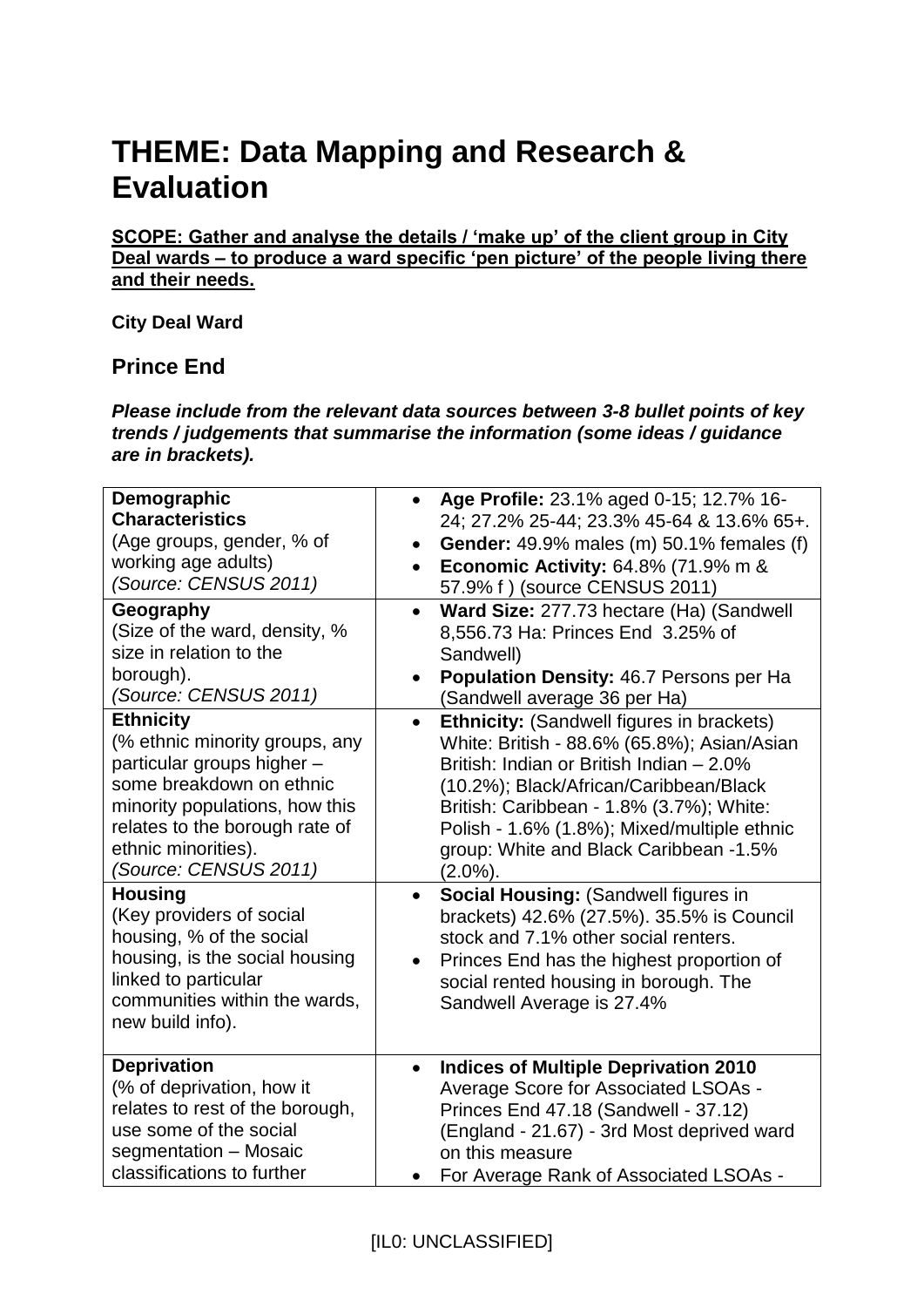# THEME: Data Mapping and Research & Evaluation

**SCOPE: Gather and analyse the details / 'make up' of the client group in City Deal wards – to produce a ward specific 'pen picture' of the people living there and their needs.**

**City Deal Ward**

## Prince End

***Please include from the relevant data sources between 3-8 bullet points of key trends / judgements that summarise the information (some ideas / guidance are in brackets).***

| | |
|---|---|
| **Demographic Characteristics**<br>(Age groups, gender, % of working age adults)<br>*(Source: CENSUS 2011)* | • **Age Profile:** 23.1% aged 0-15; 12.7% 16-24; 27.2% 25-44; 23.3% 45-64 & 13.6% 65+.<br>• **Gender:** 49.9% males (m) 50.1% females (f)<br>• **Economic Activity:** 64.8% (71.9% m & 57.9% f ) (source CENSUS 2011) |
| **Geography**<br>(Size of the ward, density, % size in relation to the borough).<br>*(Source: CENSUS 2011)* | • **Ward Size:** 277.73 hectare (Ha) (Sandwell 8,556.73 Ha: Princes End 3.25% of Sandwell)<br>• **Population Density:** 46.7 Persons per Ha (Sandwell average 36 per Ha) |
| **Ethnicity**<br>(% ethnic minority groups, any particular groups higher – some breakdown on ethnic minority populations, how this relates to the borough rate of ethnic minorities).<br>*(Source: CENSUS 2011)* | • **Ethnicity:** (Sandwell figures in brackets) White: British - 88.6% (65.8%); Asian/Asian British: Indian or British Indian – 2.0% (10.2%); Black/African/Caribbean/Black British: Caribbean - 1.8% (3.7%); White: Polish - 1.6% (1.8%); Mixed/multiple ethnic group: White and Black Caribbean -1.5% (2.0%). |
| **Housing**<br>(Key providers of social housing, % of the social housing, is the social housing linked to particular communities within the wards, new build info). | • **Social Housing:** (Sandwell figures in brackets) 42.6% (27.5%). 35.5% is Council stock and 7.1% other social renters.<br>• Princes End has the highest proportion of social rented housing in borough. The Sandwell Average is 27.4% |
| **Deprivation**<br>(% of deprivation, how it relates to rest of the borough, use some of the social segmentation – Mosaic classifications to further | • **Indices of Multiple Deprivation 2010** Average Score for Associated LSOAs - Princes End 47.18 (Sandwell - 37.12) (England - 21.67) - 3rd Most deprived ward on this measure<br>• For Average Rank of Associated LSOAs - |

[IL0: UNCLASSIFIED]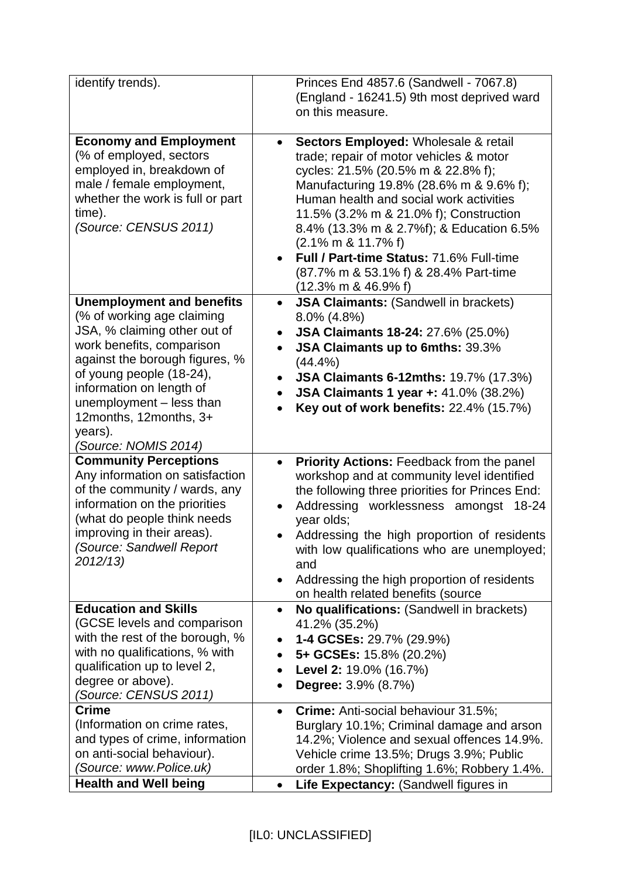| | |
|---|---|
| identify trends). | Princes End 4857.6 (Sandwell - 7067.8) (England - 16241.5) 9th most deprived ward on this measure. |
| **Economy and Employment** (% of employed, sectors employed in, breakdown of male / female employment, whether the work is full or part time). *(Source: CENSUS 2011)* | • **Sectors Employed:** Wholesale & retail trade; repair of motor vehicles & motor cycles: 21.5% (20.5% m & 22.8% f); Manufacturing 19.8% (28.6% m & 9.6% f); Human health and social work activities 11.5% (3.2% m & 21.0% f); Construction 8.4% (13.3% m & 2.7%f); & Education 6.5% (2.1% m & 11.7% f)<br>• **Full / Part-time Status:** 71.6% Full-time (87.7% m & 53.1% f) & 28.4% Part-time (12.3% m & 46.9% f) |
| **Unemployment and benefits** (% of working age claiming JSA, % claiming other out of work benefits, comparison against the borough figures, % of young people (18-24), information on length of unemployment – less than 12months, 12months, 3+ years). *(Source: NOMIS 2014)* | • **JSA Claimants:** (Sandwell in brackets) 8.0% (4.8%)<br>• **JSA Claimants 18-24:** 27.6% (25.0%)<br>• **JSA Claimants up to 6mths:** 39.3% (44.4%)<br>• **JSA Claimants 6-12mths:** 19.7% (17.3%)<br>• **JSA Claimants 1 year +:** 41.0% (38.2%)<br>• **Key out of work benefits:** 22.4% (15.7%) |
| **Community Perceptions** Any information on satisfaction of the community / wards, any information on the priorities (what do people think needs improving in their areas). *(Source: Sandwell Report 2012/13)* | • **Priority Actions:** Feedback from the panel workshop and at community level identified the following three priorities for Princes End:<br>• Addressing worklessness amongst 18-24 year olds;<br>• Addressing the high proportion of residents with low qualifications who are unemployed; and<br>• Addressing the high proportion of residents on health related benefits (source |
| **Education and Skills** (GCSE levels and comparison with the rest of the borough, % with no qualifications, % with qualification up to level 2, degree or above). *(Source: CENSUS 2011)* | • **No qualifications:** (Sandwell in brackets) 41.2% (35.2%)<br>• **1-4 GCSEs:** 29.7% (29.9%)<br>• **5+ GCSEs:** 15.8% (20.2%)<br>• **Level 2:** 19.0% (16.7%)<br>• **Degree:** 3.9% (8.7%) |
| **Crime** (Information on crime rates, and types of crime, information on anti-social behaviour). *(Source: www.Police.uk)* | • **Crime:** Anti-social behaviour 31.5%; Burglary 10.1%; Criminal damage and arson 14.2%; Violence and sexual offences 14.9%. Vehicle crime 13.5%; Drugs 3.9%; Public order 1.8%; Shoplifting 1.6%; Robbery 1.4%. |
| **Health and Well being** | • **Life Expectancy:** (Sandwell figures in |

[IL0: UNCLASSIFIED]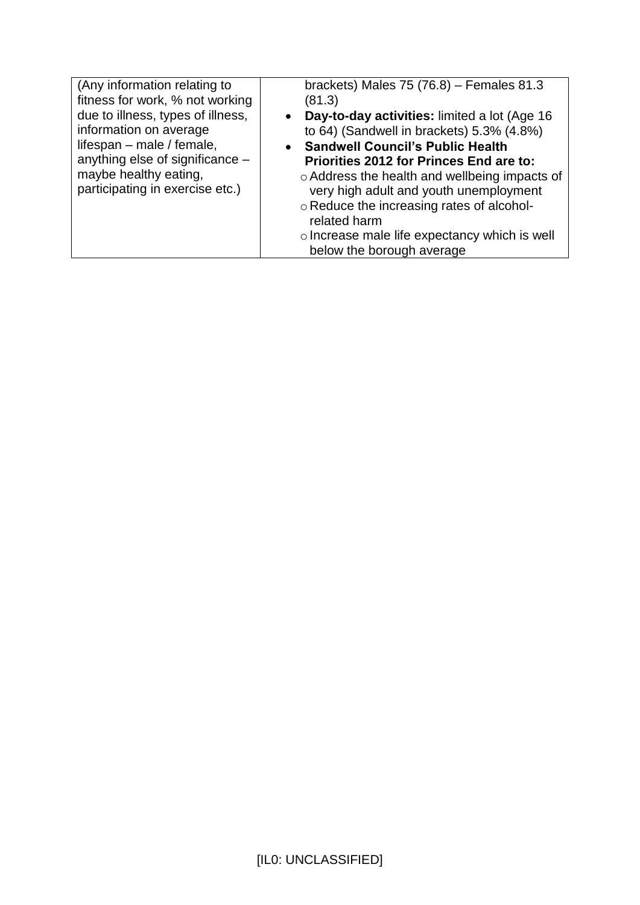| | |
|---|---|
| (Any information relating to fitness for work, % not working due to illness, types of illness, information on average lifespan – male / female, anything else of significance – maybe healthy eating, participating in exercise etc.) | brackets) Males 75 (76.8) – Females 81.3 (81.3)<br>• **Day-to-day activities:** limited a lot (Age 16 to 64) (Sandwell in brackets) 5.3% (4.8%)<br>• **Sandwell Council's Public Health Priorities 2012 for Princes End are to:**<br>  ○ Address the health and wellbeing impacts of very high adult and youth unemployment<br>  ○ Reduce the increasing rates of alcohol-related harm<br>  ○ Increase male life expectancy which is well below the borough average |

[IL0: UNCLASSIFIED]